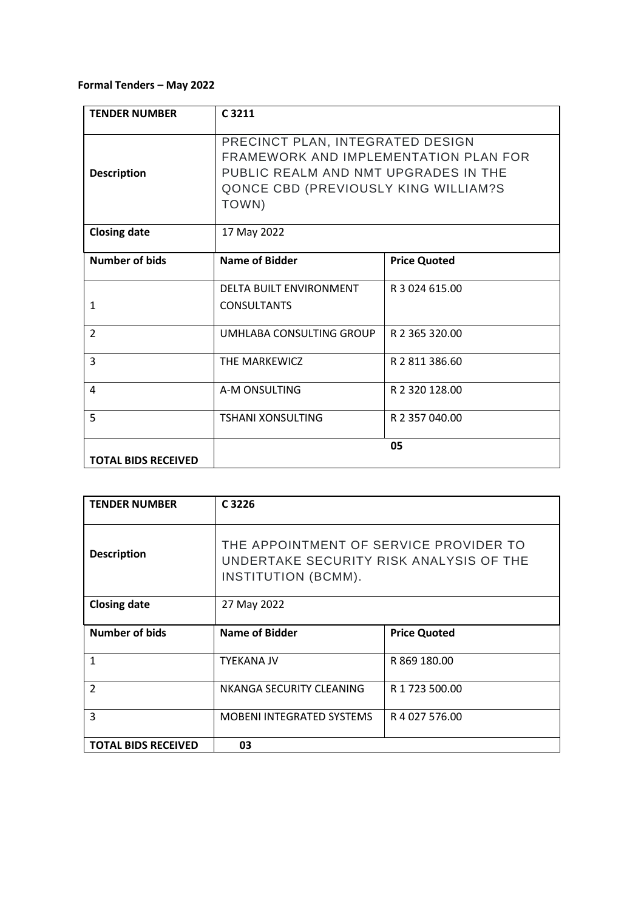**Formal Tenders – May 2022**

| **TENDER NUMBER** | **C 3211** | |
|---|---|---|
| **Description** | PRECINCT PLAN, INTEGRATED DESIGN FRAMEWORK AND IMPLEMENTATION PLAN FOR PUBLIC REALM AND NMT UPGRADES IN THE QONCE CBD (PREVIOUSLY KING WILLIAM?S TOWN) | |
| **Closing date** | 17 May 2022 | |
| **Number of bids** | **Name of Bidder** | **Price Quoted** |
| 1 | DELTA BUILT ENVIRONMENT CONSULTANTS | R 3 024 615.00 |
| 2 | UMHLABA CONSULTING GROUP | R 2 365 320.00 |
| 3 | THE MARKEWICZ | R 2 811 386.60 |
| 4 | A-M ONSULTING | R 2 320 128.00 |
| 5 | TSHANI XONSULTING | R 2 357 040.00 |
| **TOTAL BIDS RECEIVED** | **05** | |

| **TENDER NUMBER** | **C 3226** | |
|---|---|---|
| **Description** | THE APPOINTMENT OF SERVICE PROVIDER TO UNDERTAKE SECURITY RISK ANALYSIS OF THE INSTITUTION (BCMM). | |
| **Closing date** | 27 May 2022 | |
| **Number of bids** | **Name of Bidder** | **Price Quoted** |
| 1 | TYEKANA JV | R 869 180.00 |
| 2 | NKANGA SECURITY CLEANING | R 1 723 500.00 |
| 3 | MOBENI INTEGRATED SYSTEMS | R 4 027 576.00 |
| **TOTAL BIDS RECEIVED** | **03** | |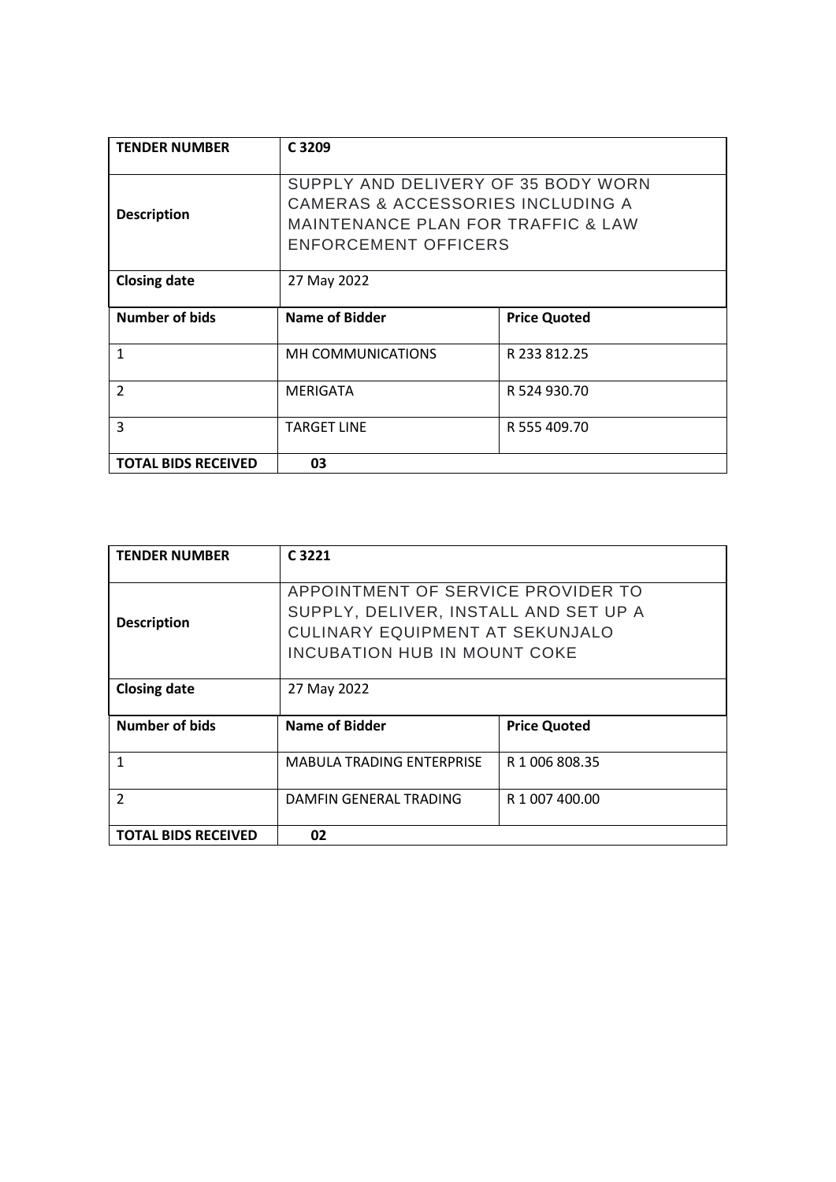| TENDER NUMBER | C 3209 | |
|---|---|---|
| Description | SUPPLY AND DELIVERY OF 35 BODY WORN CAMERAS & ACCESSORIES INCLUDING A MAINTENANCE PLAN FOR TRAFFIC & LAW ENFORCEMENT OFFICERS | |
| Closing date | 27 May 2022 | |
| **Number of bids** | **Name of Bidder** | **Price Quoted** |
| 1 | MH COMMUNICATIONS | R 233 812.25 |
| 2 | MERIGATA | R 524 930.70 |
| 3 | TARGET LINE | R 555 409.70 |
| **TOTAL BIDS RECEIVED** | **03** | |

| TENDER NUMBER | C 3221 | |
|---|---|---|
| Description | APPOINTMENT OF SERVICE PROVIDER TO SUPPLY, DELIVER, INSTALL AND SET UP A CULINARY EQUIPMENT AT SEKUNJALO INCUBATION HUB IN MOUNT COKE | |
| Closing date | 27 May 2022 | |
| **Number of bids** | **Name of Bidder** | **Price Quoted** |
| 1 | MABULA TRADING ENTERPRISE | R 1 006 808.35 |
| 2 | DAMFIN GENERAL TRADING | R 1 007 400.00 |
| **TOTAL BIDS RECEIVED** | **02** | |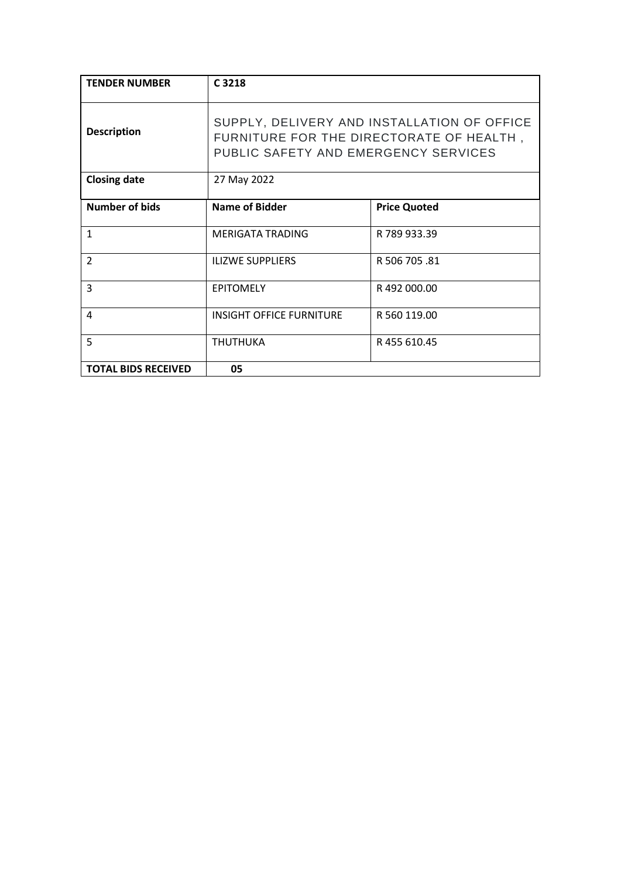| **TENDER NUMBER** | **C 3218** | |
|---|---|---|
| **Description** | SUPPLY, DELIVERY AND INSTALLATION OF OFFICE FURNITURE FOR THE DIRECTORATE OF HEALTH , PUBLIC SAFETY AND EMERGENCY SERVICES | |
| **Closing date** | 27 May 2022 | |
| **Number of bids** | **Name of Bidder** | **Price Quoted** |
| 1 | MERIGATA TRADING | R 789 933.39 |
| 2 | ILIZWE SUPPLIERS | R 506 705 .81 |
| 3 | EPITOMELY | R 492 000.00 |
| 4 | INSIGHT OFFICE FURNITURE | R 560 119.00 |
| 5 | THUTHUKA | R 455 610.45 |
| **TOTAL BIDS RECEIVED** | **05** | |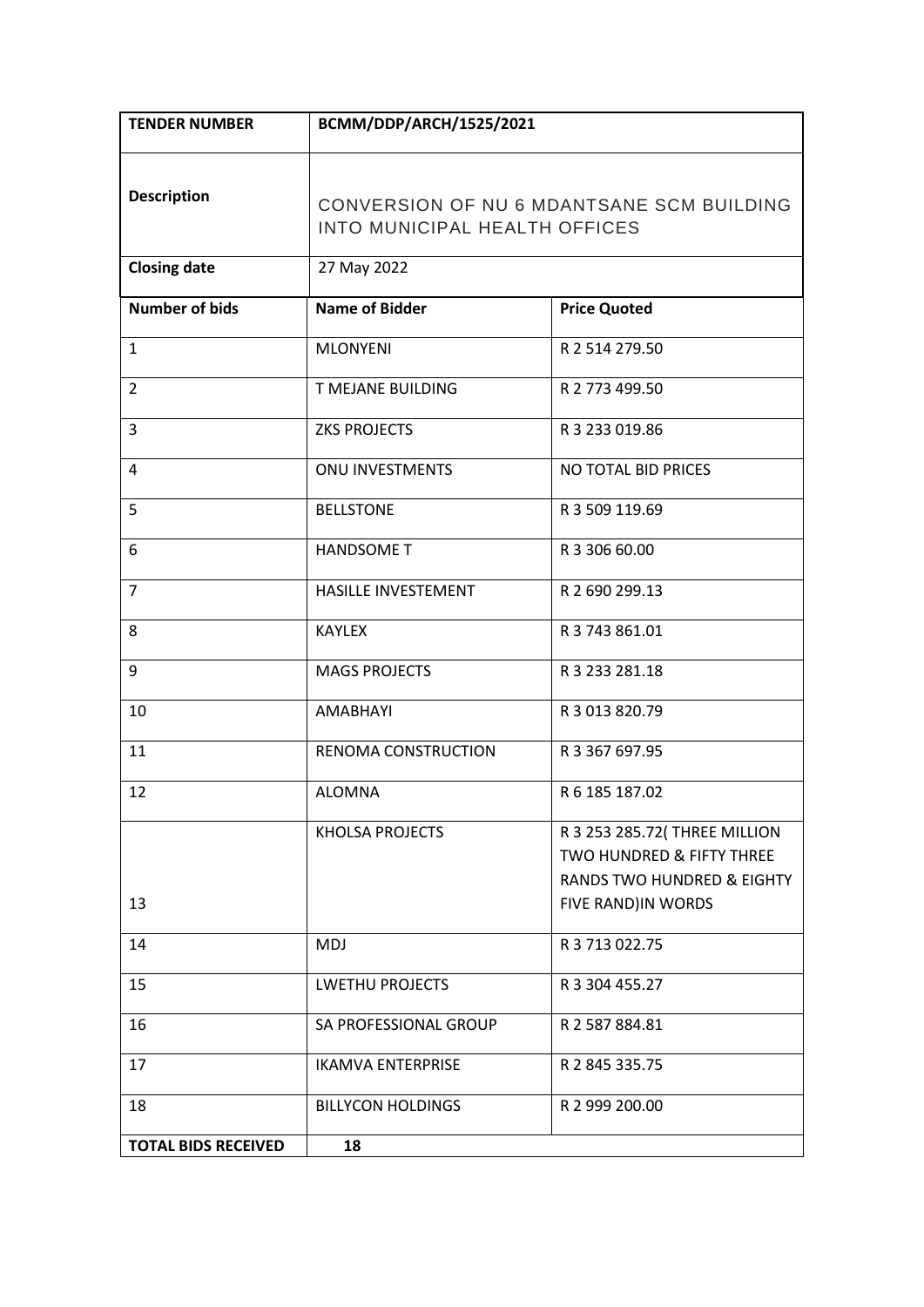| **TENDER NUMBER** | **BCMM/DDP/ARCH/1525/2021** | |
|---|---|---|
| **Description** | CONVERSION OF NU 6 MDANTSANE SCM BUILDING INTO MUNICIPAL HEALTH OFFICES | |
| **Closing date** | 27 May 2022 | |
| **Number of bids** | **Name of Bidder** | **Price Quoted** |
| 1 | MLONYENI | R 2 514 279.50 |
| 2 | T MEJANE BUILDING | R 2 773 499.50 |
| 3 | ZKS PROJECTS | R 3 233 019.86 |
| 4 | ONU INVESTMENTS | NO TOTAL BID PRICES |
| 5 | BELLSTONE | R 3 509 119.69 |
| 6 | HANDSOME T | R 3 306 60.00 |
| 7 | HASILLE INVESTEMENT | R 2 690 299.13 |
| 8 | KAYLEX | R 3 743 861.01 |
| 9 | MAGS PROJECTS | R 3 233 281.18 |
| 10 | AMABHAYI | R 3 013 820.79 |
| 11 | RENOMA CONSTRUCTION | R 3 367 697.95 |
| 12 | ALOMNA | R 6 185 187.02 |
| 13 | KHOLSA PROJECTS | R 3 253 285.72( THREE MILLION TWO HUNDRED & FIFTY THREE RANDS TWO HUNDRED & EIGHTY FIVE RAND)IN WORDS |
| 14 | MDJ | R 3 713 022.75 |
| 15 | LWETHU PROJECTS | R 3 304 455.27 |
| 16 | SA PROFESSIONAL GROUP | R 2 587 884.81 |
| 17 | IKAMVA ENTERPRISE | R 2 845 335.75 |
| 18 | BILLYCON HOLDINGS | R 2 999 200.00 |
| **TOTAL BIDS RECEIVED** | **18** | |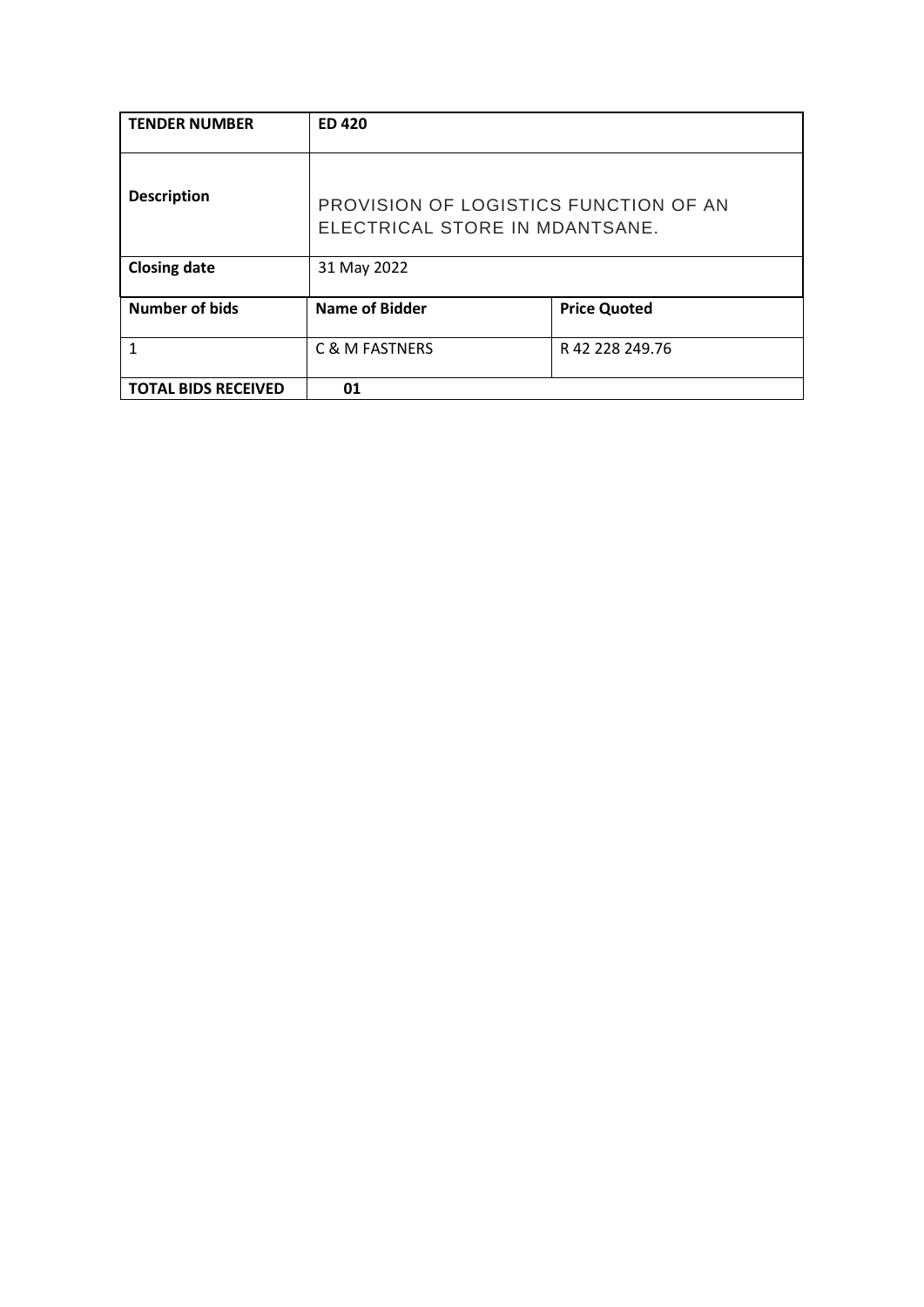| | | |
|---|---|---|
| **TENDER NUMBER** | **ED 420** | |
| **Description** | PROVISION OF LOGISTICS FUNCTION OF AN ELECTRICAL STORE IN MDANTSANE. | |
| **Closing date** | 31 May 2022 | |
| **Number of bids** | **Name of Bidder** | **Price Quoted** |
| 1 | C & M FASTNERS | R 42 228 249.76 |
| **TOTAL BIDS RECEIVED** | **01** | |